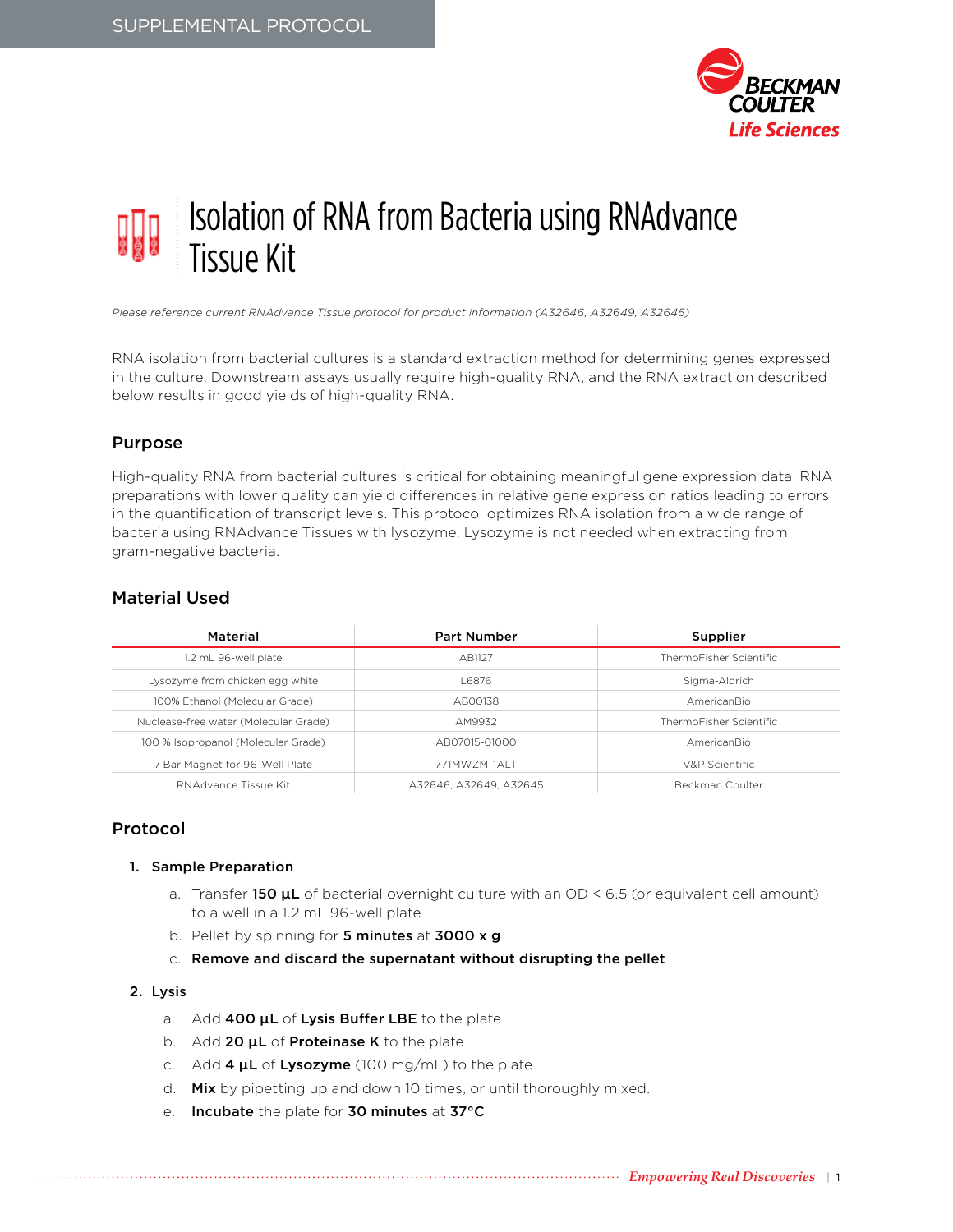SUPPLEMENTAL PROTOCOL

# Isolation of RNA from Bacteria using RNAdvance Tissue Kit

*Please reference current RNAdvance Tissue protocol for product information (A32646, A32649, A32645)*

RNA isolation from bacterial cultures is a standard extraction method for determining genes expressed in the culture. Downstream assays usually require high-quality RNA, and the RNA extraction described below results in good yields of high-quality RNA.

## Purpose

High-quality RNA from bacterial cultures is critical for obtaining meaningful gene expression data. RNA preparations with lower quality can yield differences in relative gene expression ratios leading to errors in the quantification of transcript levels. This protocol optimizes RNA isolation from a wide range of bacteria using RNAdvance Tissues with lysozyme. Lysozyme is not needed when extracting from gram-negative bacteria.

## Material Used

| Material | Part Number | Supplier |
|---|---|---|
| 1.2 mL 96-well plate | AB1127 | ThermoFisher Scientific |
| Lysozyme from chicken egg white | L6876 | Sigma-Aldrich |
| 100% Ethanol (Molecular Grade) | AB00138 | AmericanBio |
| Nuclease-free water (Molecular Grade) | AM9932 | ThermoFisher Scientific |
| 100 % Isopropanol (Molecular Grade) | AB07015-01000 | AmericanBio |
| 7 Bar Magnet for 96-Well Plate | 771MWZM-1ALT | V&P Scientific |
| RNAdvance Tissue Kit | A32646, A32649, A32645 | Beckman Coulter |

## Protocol

1. **Sample Preparation**
   a. Transfer **150 µL** of bacterial overnight culture with an OD < 6.5 (or equivalent cell amount) to a well in a 1.2 mL 96-well plate
   b. Pellet by spinning for **5 minutes** at **3000 x g**
   c. **Remove and discard the supernatant without disrupting the pellet**

2. **Lysis**
   a. Add **400 µL** of **Lysis Buffer LBE** to the plate
   b. Add **20 µL** of **Proteinase K** to the plate
   c. Add **4 µL** of **Lysozyme** (100 mg/mL) to the plate
   d. **Mix** by pipetting up and down 10 times, or until thoroughly mixed.
   e. **Incubate** the plate for **30 minutes** at **37°C**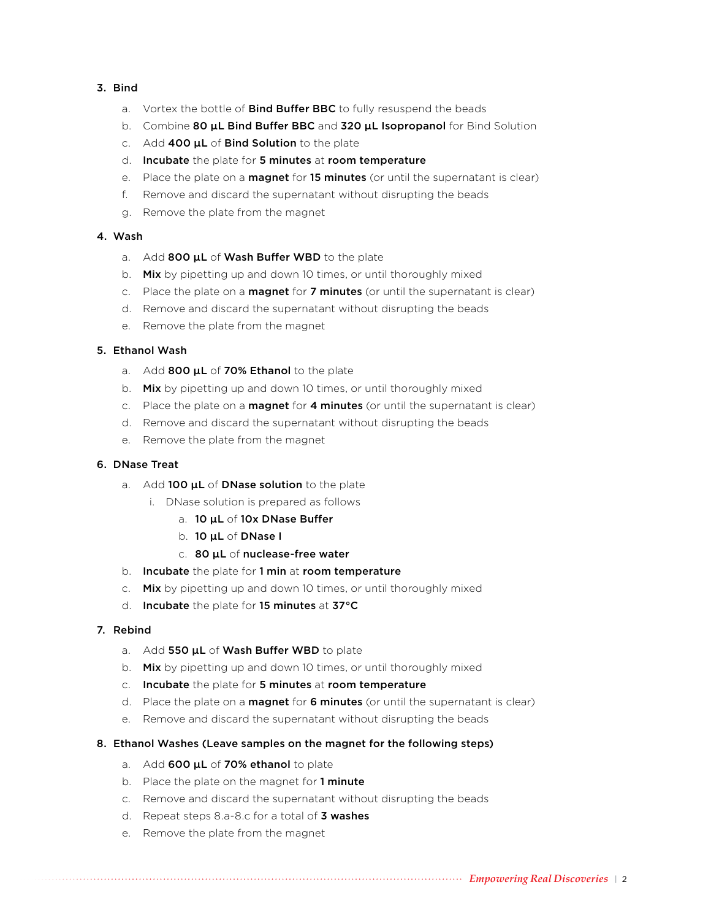3. **Bind**
    a. Vortex the bottle of **Bind Buffer BBC** to fully resuspend the beads
    b. Combine **80 µL Bind Buffer BBC** and **320 µL Isopropanol** for Bind Solution
    c. Add **400 µL** of **Bind Solution** to the plate
    d. **Incubate** the plate for **5 minutes** at **room temperature**
    e. Place the plate on a **magnet** for **15 minutes** (or until the supernatant is clear)
    f. Remove and discard the supernatant without disrupting the beads
    g. Remove the plate from the magnet

4. **Wash**
    a. Add **800 µL** of **Wash Buffer WBD** to the plate
    b. **Mix** by pipetting up and down 10 times, or until thoroughly mixed
    c. Place the plate on a **magnet** for **7 minutes** (or until the supernatant is clear)
    d. Remove and discard the supernatant without disrupting the beads
    e. Remove the plate from the magnet

5. **Ethanol Wash**
    a. Add **800 µL** of **70% Ethanol** to the plate
    b. **Mix** by pipetting up and down 10 times, or until thoroughly mixed
    c. Place the plate on a **magnet** for **4 minutes** (or until the supernatant is clear)
    d. Remove and discard the supernatant without disrupting the beads
    e. Remove the plate from the magnet

6. **DNase Treat**
    a. Add **100 µL** of **DNase solution** to the plate
        i. DNase solution is prepared as follows
            a. **10 µL** of **10x DNase Buffer**
            b. **10 µL** of **DNase I**
            c. **80 µL** of **nuclease-free water**
    b. **Incubate** the plate for **1 min** at **room temperature**
    c. **Mix** by pipetting up and down 10 times, or until thoroughly mixed
    d. **Incubate** the plate for **15 minutes** at **37°C**

7. **Rebind**
    a. Add **550 µL** of **Wash Buffer WBD** to plate
    b. **Mix** by pipetting up and down 10 times, or until thoroughly mixed
    c. **Incubate** the plate for **5 minutes** at **room temperature**
    d. Place the plate on a **magnet** for **6 minutes** (or until the supernatant is clear)
    e. Remove and discard the supernatant without disrupting the beads

8. **Ethanol Washes (Leave samples on the magnet for the following steps)**
    a. Add **600 µL** of **70% ethanol** to plate
    b. Place the plate on the magnet for **1 minute**
    c. Remove and discard the supernatant without disrupting the beads
    d. Repeat steps 8.a-8.c for a total of **3 washes**
    e. Remove the plate from the magnet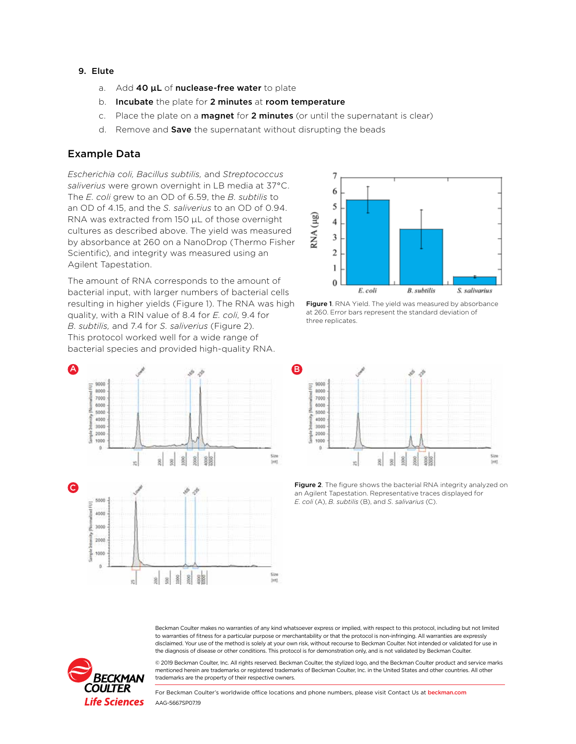9. Elute

    a. Add **40 µL** of **nuclease-free water** to plate
    b. **Incubate** the plate for **2 minutes** at **room temperature**
    c. Place the plate on a **magnet** for **2 minutes** (or until the supernatant is clear)
    d. Remove and **Save** the supernatant without disrupting the beads

## Example Data

*Escherichia coli, Bacillus subtilis,* and *Streptococcus saliverius* were grown overnight in LB media at 37°C. The *E. coli* grew to an OD of 6.59, the *B. subtilis* to an OD of 4.15, and the *S. saliverius* to an OD of 0.94. RNA was extracted from 150 µL of those overnight cultures as described above. The yield was measured by absorbance at 260 on a NanoDrop (Thermo Fisher Scientific), and integrity was measured using an Agilent Tapestation.

The amount of RNA corresponds to the amount of bacterial input, with larger numbers of bacterial cells resulting in higher yields (Figure 1). The RNA was high quality, with a RIN value of 8.4 for *E. coli*, 9.4 for *B. subtilis,* and 7.4 for *S. saliverius* (Figure 2). This protocol worked well for a wide range of bacterial species and provided high-quality RNA.

RNA (µg)
0 1 2 3 4 5 6 7
*E. coli* *B. subtilis* *S. salivarius*

**Figure 1**. RNA Yield. The yield was measured by absorbance at 260. Error bars represent the standard deviation of three replicates.

A
Lower 16S 23S
Sample Intensity [Normalized FU]
0 1000 2000 3000 4000 5000 6000 7000 8000 9000
25 200 500 1000 2000 4000 6000 Size [nt]

B
Lower 16S 23S
Sample Intensity [Normalized FU]
0 1000 2000 3000 4000 5000 6000 7000 8000 9000
25 200 500 1000 2000 4000 6000 Size [nt]

C
Lower 16S 23S
Sample Intensity [Normalized FU]
0 1000 2000 3000 4000 5000
25 200 500 1000 2000 4000 6000 Size [nt]

**Figure 2**. The figure shows the bacterial RNA integrity analyzed on an Agilent Tapestation. Representative traces displayed for *E. coli* (A), *B. subtilis* (B), and *S. salivarius* (C).

Beckman Coulter makes no warranties of any kind whatsoever express or implied, with respect to this protocol, including but not limited to warranties of fitness for a particular purpose or merchantability or that the protocol is non-infringing. All warranties are expressly disclaimed. Your use of the method is solely at your own risk, without recourse to Beckman Coulter. Not intended or validated for use in the diagnosis of disease or other conditions. This protocol is for demonstration only, and is not validated by Beckman Coulter.

© 2019 Beckman Coulter, Inc. All rights reserved. Beckman Coulter, the stylized logo, and the Beckman Coulter product and service marks mentioned herein are trademarks or registered trademarks of Beckman Coulter, Inc. in the United States and other countries. All other trademarks are the property of their respective owners.

For Beckman Coulter's worldwide office locations and phone numbers, please visit Contact Us at beckman.com

AAG-5667SP07.19

BECKMAN COULTER Life Sciences